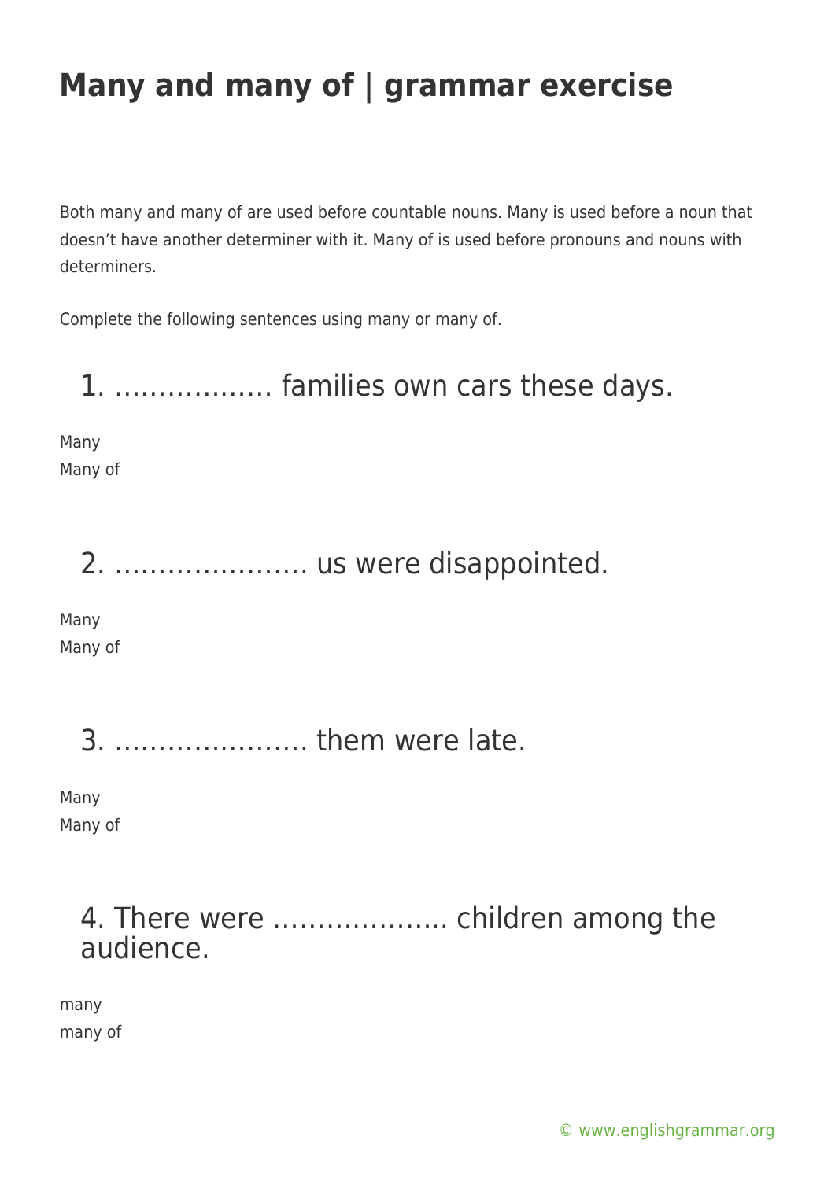# Many and many of | grammar exercise

Both many and many of are used before countable nouns. Many is used before a noun that doesn't have another determiner with it. Many of is used before pronouns and nouns with determiners.

Complete the following sentences using many or many of.

## 1. ……………… families own cars these days.

Many
Many of

## 2. …………………. us were disappointed.

Many
Many of

## 3. …………………. them were late.

Many
Many of

## 4. There were ……………….. children among the audience.

many
many of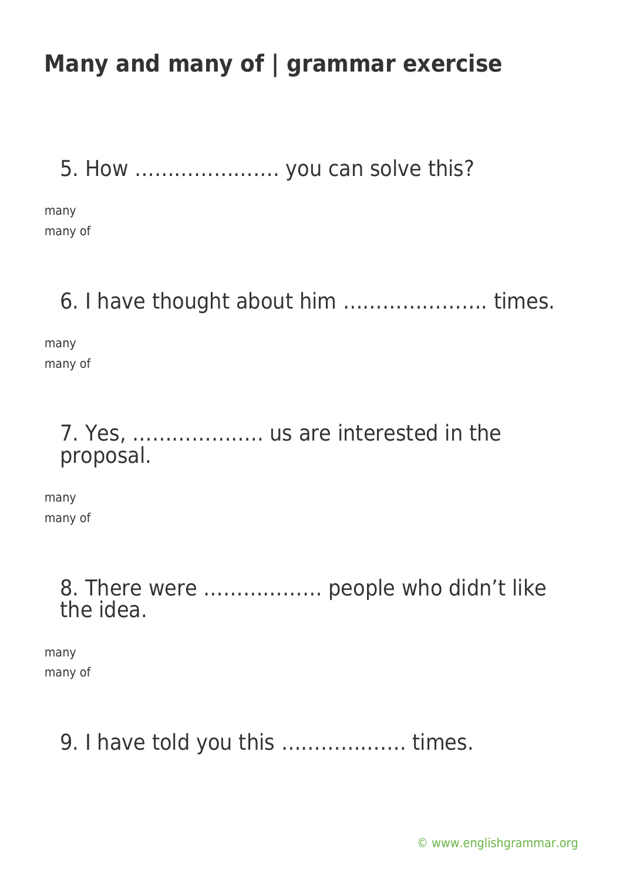# Many and many of | grammar exercise

5. How …………………. you can solve this?

many
many of

6. I have thought about him …………………. times.

many
many of

7. Yes, ……………….. us are interested in the proposal.

many
many of

8. There were ……………… people who didn't like the idea.

many
many of

9. I have told you this ………………. times.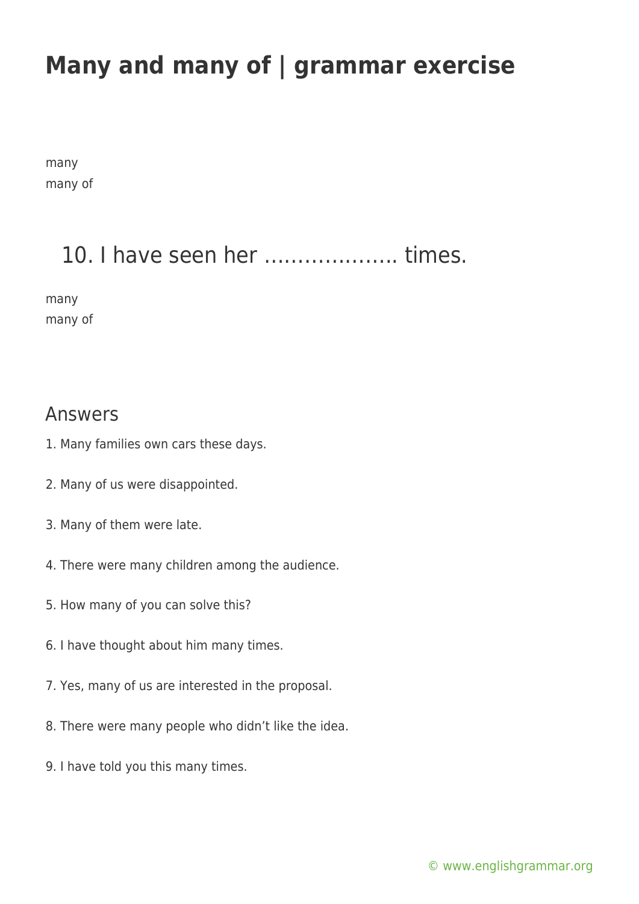# Many and many of | grammar exercise

many
many of

10. I have seen her ………………. times.

many
many of

## Answers

1. Many families own cars these days.

2. Many of us were disappointed.

3. Many of them were late.

4. There were many children among the audience.

5. How many of you can solve this?

6. I have thought about him many times.

7. Yes, many of us are interested in the proposal.

8. There were many people who didn't like the idea.

9. I have told you this many times.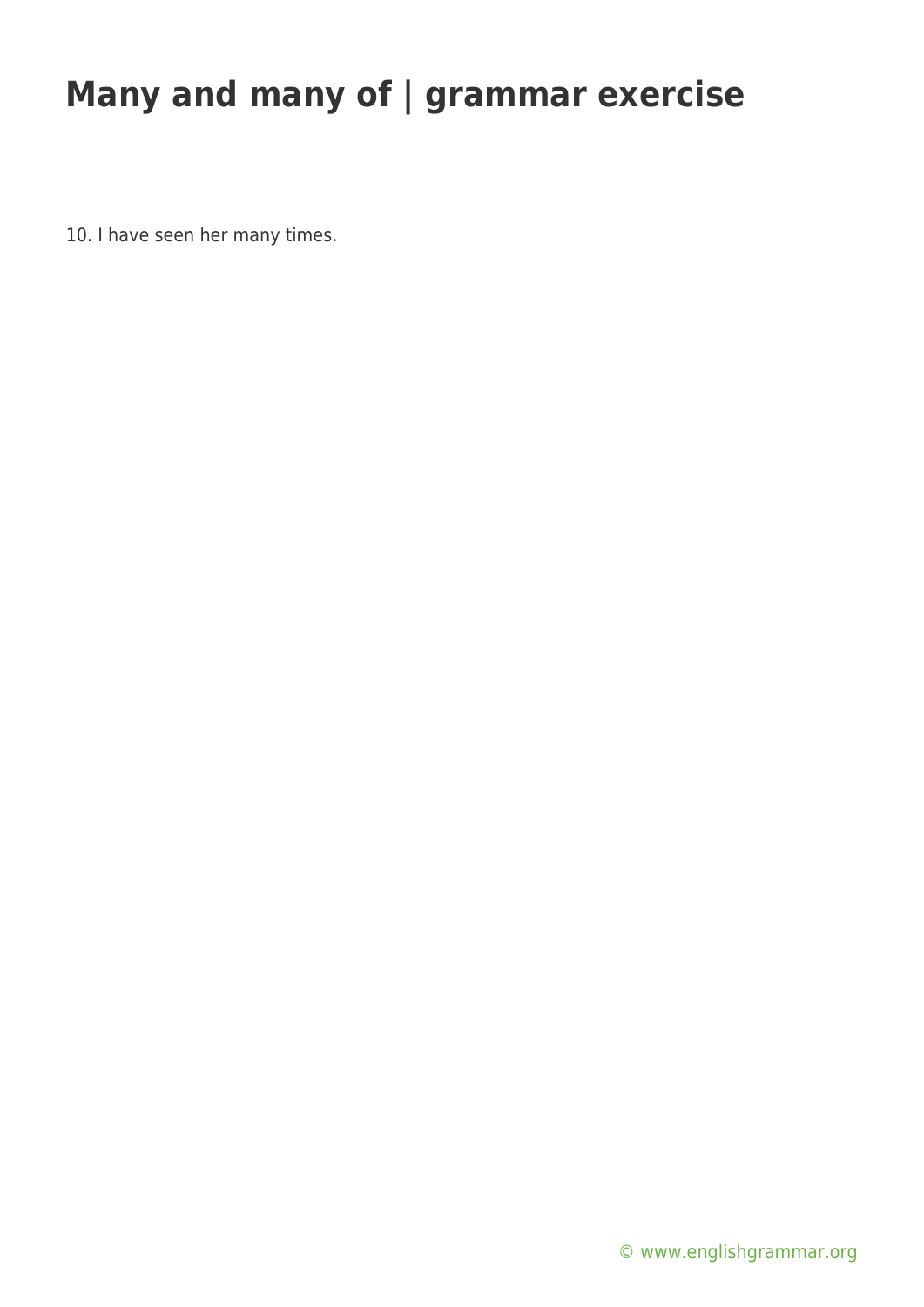10. I have seen her many times.